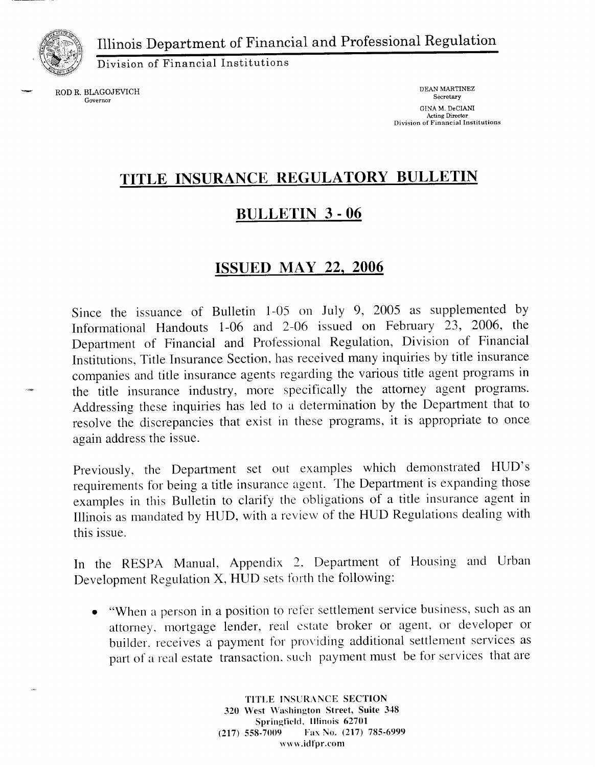Illinois Department of Financial and Professional Regulation

Division of Financial Institutions

ROD R. BLAGOJEVICH
Governor

DEAN MARTINEZ
Secretary

GINA M. DeCIANI
Acting Director
Division of Financial Institutions

# TITLE INSURANCE REGULATORY BULLETIN

## BULLETIN 3 - 06

## ISSUED MAY 22, 2006

Since the issuance of Bulletin 1-05 on July 9, 2005 as supplemented by Informational Handouts 1-06 and 2-06 issued on February 23, 2006, the Department of Financial and Professional Regulation, Division of Financial Institutions, Title Insurance Section, has received many inquiries by title insurance companies and title insurance agents regarding the various title agent programs in the title insurance industry, more specifically the attorney agent programs. Addressing these inquiries has led to a determination by the Department that to resolve the discrepancies that exist in these programs, it is appropriate to once again address the issue.

Previously, the Department set out examples which demonstrated HUD's requirements for being a title insurance agent. The Department is expanding those examples in this Bulletin to clarify the obligations of a title insurance agent in Illinois as mandated by HUD, with a review of the HUD Regulations dealing with this issue.

In the RESPA Manual, Appendix 2, Department of Housing and Urban Development Regulation X, HUD sets forth the following:

- "When a person in a position to refer settlement service business, such as an attorney, mortgage lender, real estate broker or agent, or developer or builder, receives a payment for providing additional settlement services as part of a real estate transaction, such payment must be for services that are

TITLE INSURANCE SECTION
320 West Washington Street, Suite 348
Springfield, Illinois 62701
(217) 558-7009 Fax No. (217) 785-6999
www.idfpr.com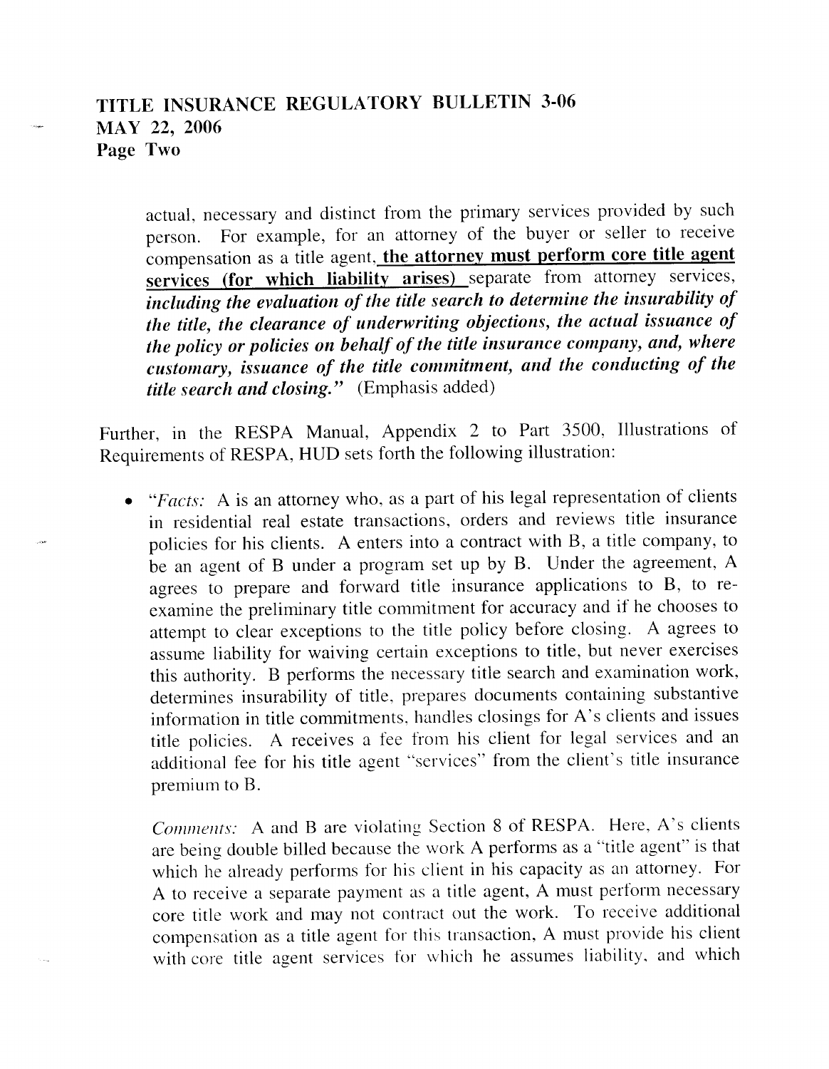actual, necessary and distinct from the primary services provided by such person. For example, for an attorney of the buyer or seller to receive compensation as a title agent, **<u>the attorney must perform core title agent services (for which liability arises)</u>** separate from attorney services, ***including the evaluation of the title search to determine the insurability of the title, the clearance of underwriting objections, the actual issuance of the policy or policies on behalf of the title insurance company, and, where customary, issuance of the title commitment, and the conducting of the title search and closing.*** " (Emphasis added)

Further, in the RESPA Manual, Appendix 2 to Part 3500, Illustrations of Requirements of RESPA, HUD sets forth the following illustration:

- "*Facts:* A is an attorney who, as a part of his legal representation of clients in residential real estate transactions, orders and reviews title insurance policies for his clients. A enters into a contract with B, a title company, to be an agent of B under a program set up by B. Under the agreement, A agrees to prepare and forward title insurance applications to B, to re-examine the preliminary title commitment for accuracy and if he chooses to attempt to clear exceptions to the title policy before closing. A agrees to assume liability for waiving certain exceptions to title, but never exercises this authority. B performs the necessary title search and examination work, determines insurability of title, prepares documents containing substantive information in title commitments, handles closings for A's clients and issues title policies. A receives a fee from his client for legal services and an additional fee for his title agent "services" from the client's title insurance premium to B.

  *Comments:* A and B are violating Section 8 of RESPA. Here, A's clients are being double billed because the work A performs as a "title agent" is that which he already performs for his client in his capacity as an attorney. For A to receive a separate payment as a title agent, A must perform necessary core title work and may not contract out the work. To receive additional compensation as a title agent for this transaction, A must provide his client with core title agent services for which he assumes liability, and which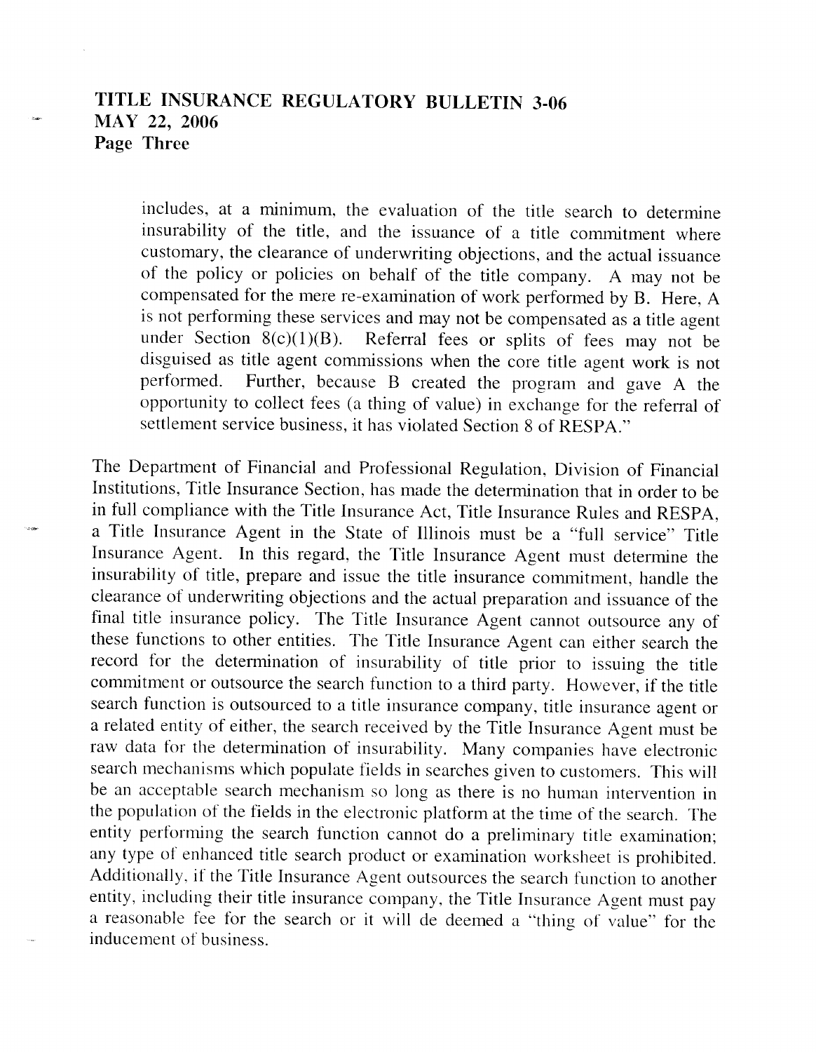includes, at a minimum, the evaluation of the title search to determine insurability of the title, and the issuance of a title commitment where customary, the clearance of underwriting objections, and the actual issuance of the policy or policies on behalf of the title company. A may not be compensated for the mere re-examination of work performed by B. Here, A is not performing these services and may not be compensated as a title agent under Section 8(c)(1)(B). Referral fees or splits of fees may not be disguised as title agent commissions when the core title agent work is not performed. Further, because B created the program and gave A the opportunity to collect fees (a thing of value) in exchange for the referral of settlement service business, it has violated Section 8 of RESPA."

The Department of Financial and Professional Regulation, Division of Financial Institutions, Title Insurance Section, has made the determination that in order to be in full compliance with the Title Insurance Act, Title Insurance Rules and RESPA, a Title Insurance Agent in the State of Illinois must be a "full service" Title Insurance Agent. In this regard, the Title Insurance Agent must determine the insurability of title, prepare and issue the title insurance commitment, handle the clearance of underwriting objections and the actual preparation and issuance of the final title insurance policy. The Title Insurance Agent cannot outsource any of these functions to other entities. The Title Insurance Agent can either search the record for the determination of insurability of title prior to issuing the title commitment or outsource the search function to a third party. However, if the title search function is outsourced to a title insurance company, title insurance agent or a related entity of either, the search received by the Title Insurance Agent must be raw data for the determination of insurability. Many companies have electronic search mechanisms which populate fields in searches given to customers. This will be an acceptable search mechanism so long as there is no human intervention in the population of the fields in the electronic platform at the time of the search. The entity performing the search function cannot do a preliminary title examination; any type of enhanced title search product or examination worksheet is prohibited. Additionally, if the Title Insurance Agent outsources the search function to another entity, including their title insurance company, the Title Insurance Agent must pay a reasonable fee for the search or it will de deemed a "thing of value" for the inducement of business.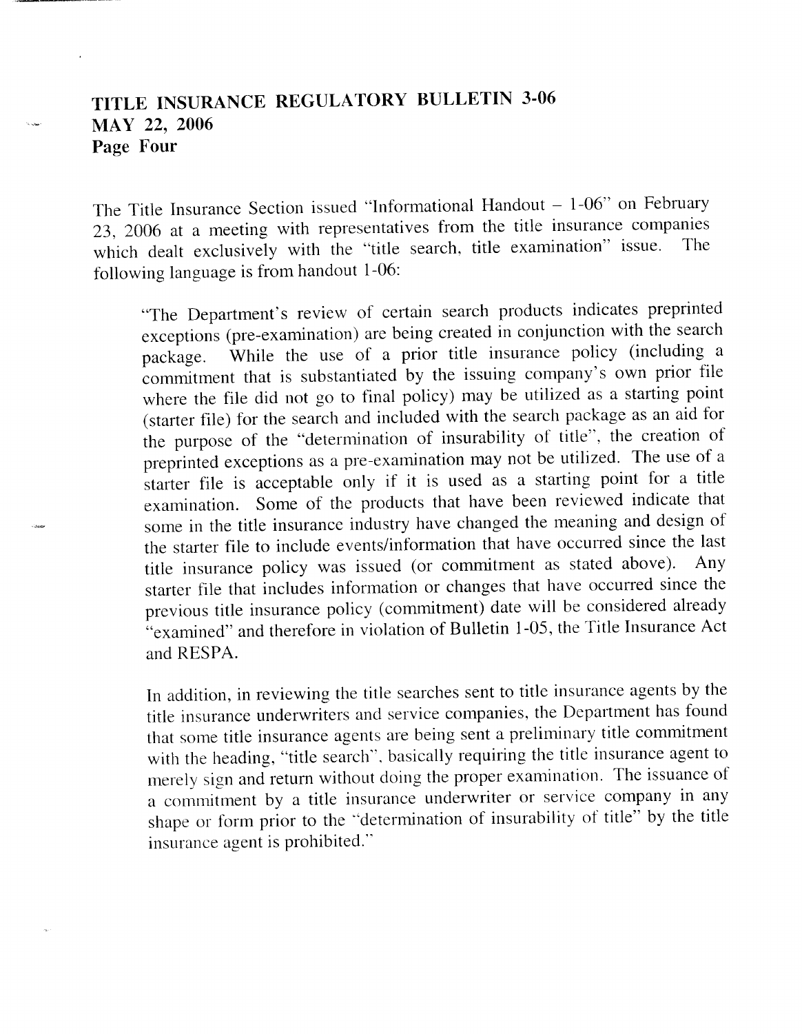The Title Insurance Section issued "Informational Handout – 1-06" on February 23, 2006 at a meeting with representatives from the title insurance companies which dealt exclusively with the "title search, title examination" issue. The following language is from handout 1-06:

> "The Department's review of certain search products indicates preprinted exceptions (pre-examination) are being created in conjunction with the search package. While the use of a prior title insurance policy (including a commitment that is substantiated by the issuing company's own prior file where the file did not go to final policy) may be utilized as a starting point (starter file) for the search and included with the search package as an aid for the purpose of the "determination of insurability of title", the creation of preprinted exceptions as a pre-examination may not be utilized. The use of a starter file is acceptable only if it is used as a starting point for a title examination. Some of the products that have been reviewed indicate that some in the title insurance industry have changed the meaning and design of the starter file to include events/information that have occurred since the last title insurance policy was issued (or commitment as stated above). Any starter file that includes information or changes that have occurred since the previous title insurance policy (commitment) date will be considered already "examined" and therefore in violation of Bulletin 1-05, the Title Insurance Act and RESPA.
>
> In addition, in reviewing the title searches sent to title insurance agents by the title insurance underwriters and service companies, the Department has found that some title insurance agents are being sent a preliminary title commitment with the heading, "title search", basically requiring the title insurance agent to merely sign and return without doing the proper examination. The issuance of a commitment by a title insurance underwriter or service company in any shape or form prior to the "determination of insurability of title" by the title insurance agent is prohibited."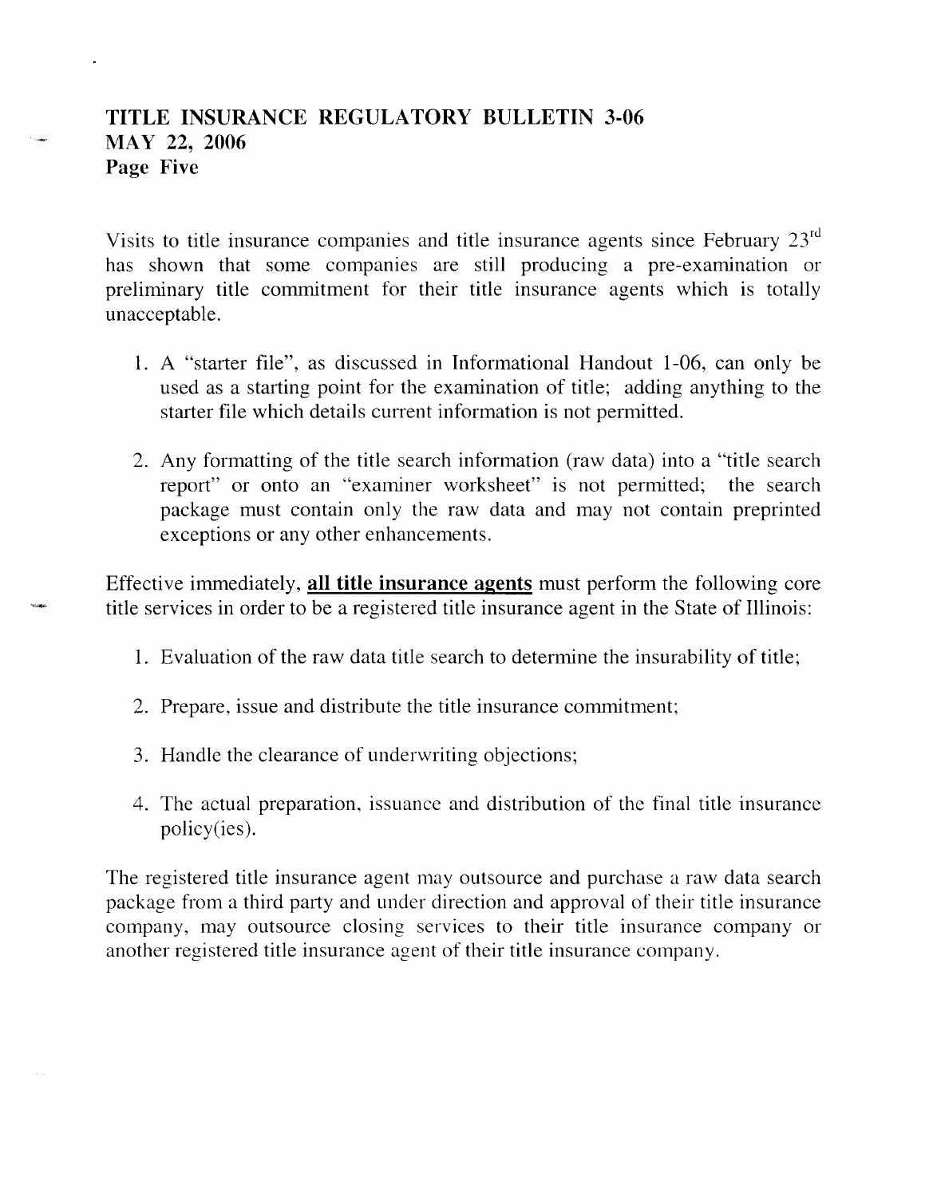Visits to title insurance companies and title insurance agents since February 23rd has shown that some companies are still producing a pre-examination or preliminary title commitment for their title insurance agents which is totally unacceptable.

1. A "starter file", as discussed in Informational Handout 1-06, can only be used as a starting point for the examination of title; adding anything to the starter file which details current information is not permitted.

2. Any formatting of the title search information (raw data) into a "title search report" or onto an "examiner worksheet" is not permitted; the search package must contain only the raw data and may not contain preprinted exceptions or any other enhancements.

Effective immediately, **all title insurance agents** must perform the following core title services in order to be a registered title insurance agent in the State of Illinois:

1. Evaluation of the raw data title search to determine the insurability of title;

2. Prepare, issue and distribute the title insurance commitment;

3. Handle the clearance of underwriting objections;

4. The actual preparation, issuance and distribution of the final title insurance policy(ies).

The registered title insurance agent may outsource and purchase a raw data search package from a third party and under direction and approval of their title insurance company, may outsource closing services to their title insurance company or another registered title insurance agent of their title insurance company.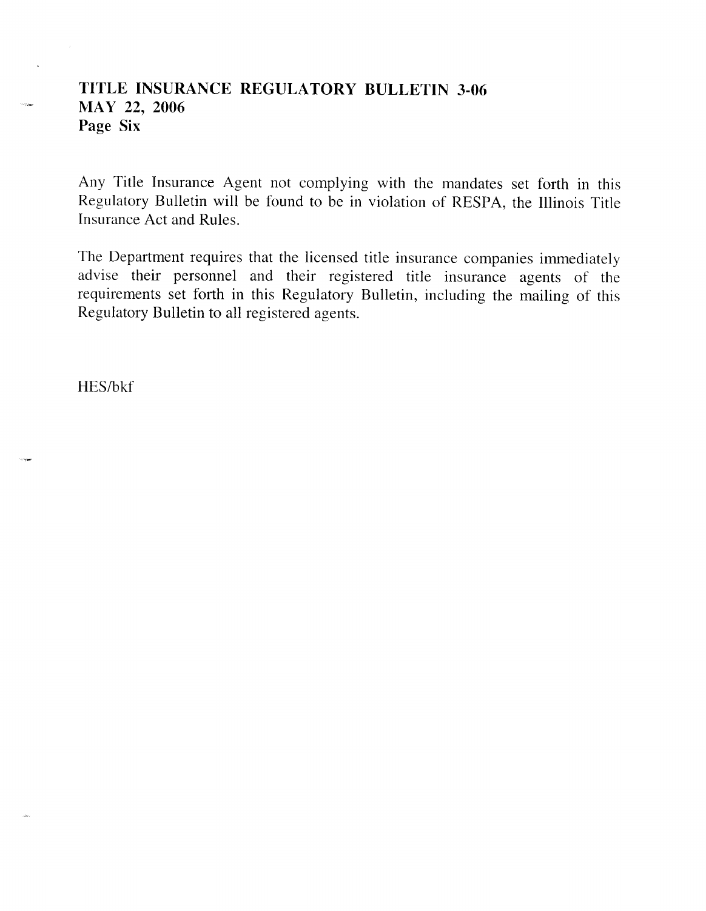Any Title Insurance Agent not complying with the mandates set forth in this Regulatory Bulletin will be found to be in violation of RESPA, the Illinois Title Insurance Act and Rules.

The Department requires that the licensed title insurance companies immediately advise their personnel and their registered title insurance agents of the requirements set forth in this Regulatory Bulletin, including the mailing of this Regulatory Bulletin to all registered agents.

HES/bkf